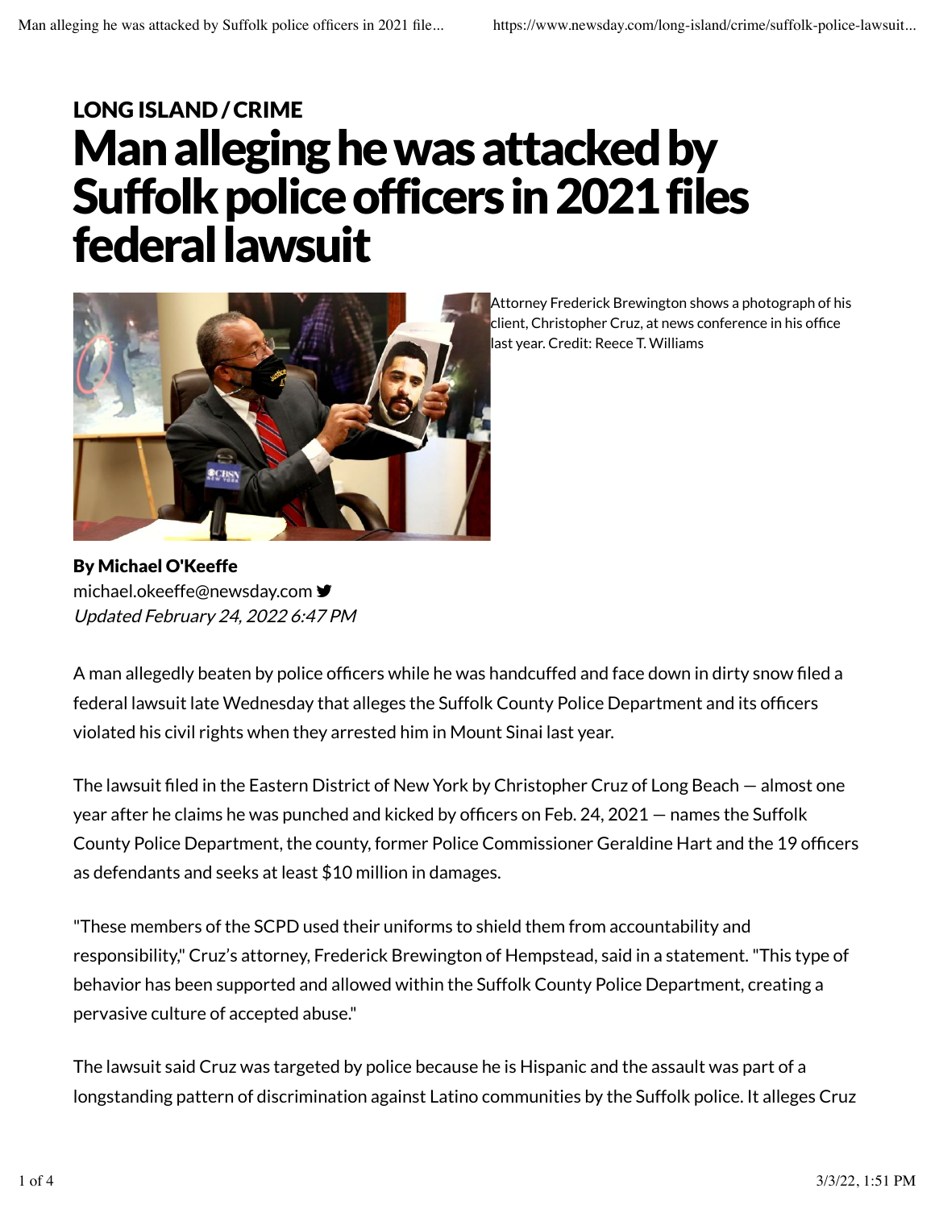LONG ISLAND / CRIME

# Man alleging he was attacked by Suffolk police officers in 2021 files federal lawsuit

Attorney Frederick Brewington shows a photograph of his client, Christopher Cruz, at news conference in his office last year. Credit: Reece T. Williams

**By Michael O'Keeffe**
michael.okeeffe@newsday.com
*Updated February 24, 2022 6:47 PM*

A man allegedly beaten by police officers while he was handcuffed and face down in dirty snow filed a federal lawsuit late Wednesday that alleges the Suffolk County Police Department and its officers violated his civil rights when they arrested him in Mount Sinai last year.

The lawsuit filed in the Eastern District of New York by Christopher Cruz of Long Beach — almost one year after he claims he was punched and kicked by officers on Feb. 24, 2021 — names the Suffolk County Police Department, the county, former Police Commissioner Geraldine Hart and the 19 officers as defendants and seeks at least $10 million in damages.

"These members of the SCPD used their uniforms to shield them from accountability and responsibility," Cruz's attorney, Frederick Brewington of Hempstead, said in a statement. "This type of behavior has been supported and allowed within the Suffolk County Police Department, creating a pervasive culture of accepted abuse."

The lawsuit said Cruz was targeted by police because he is Hispanic and the assault was part of a longstanding pattern of discrimination against Latino communities by the Suffolk police. It alleges Cruz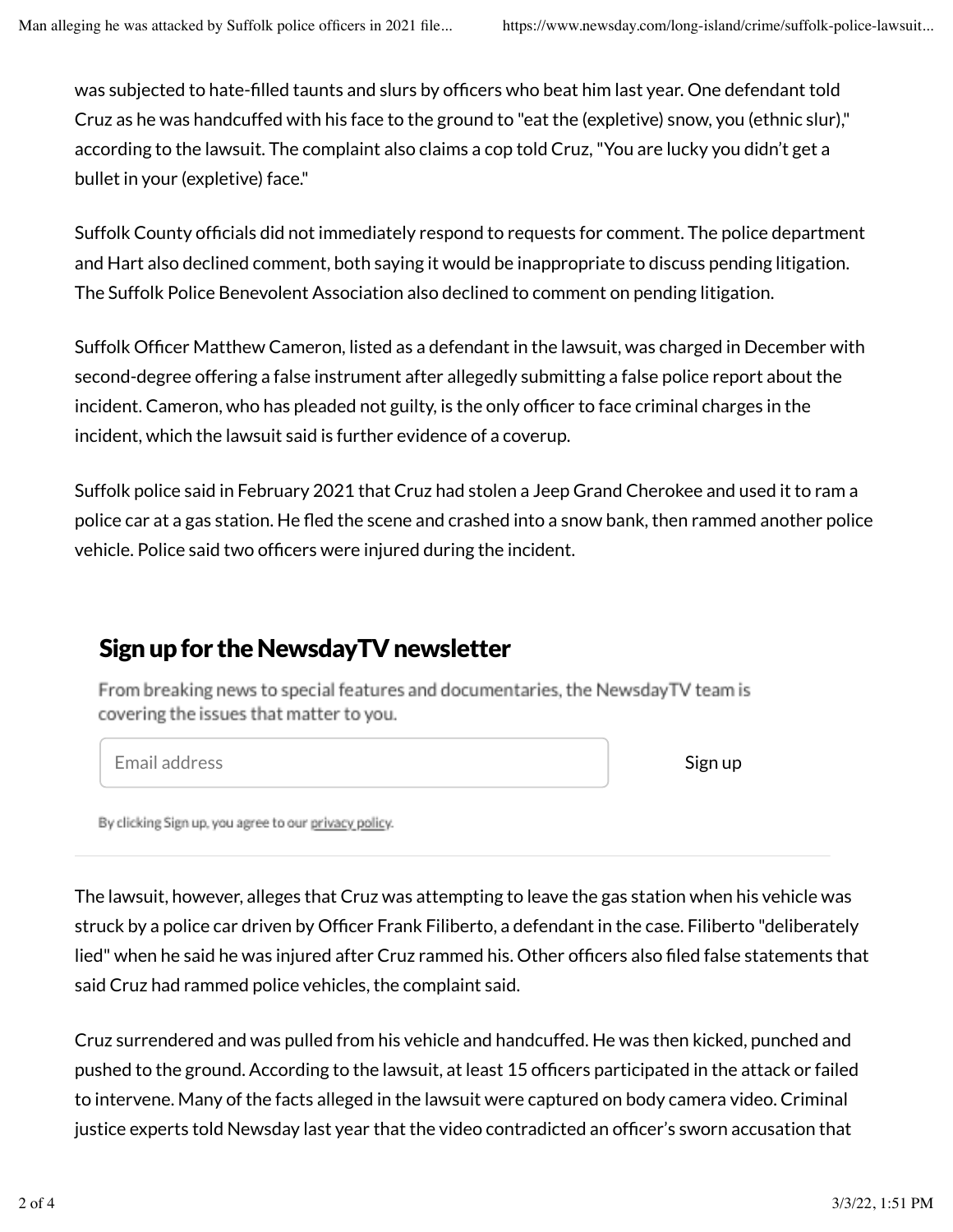was subjected to hate-filled taunts and slurs by officers who beat him last year. One defendant told Cruz as he was handcuffed with his face to the ground to "eat the (expletive) snow, you (ethnic slur)," according to the lawsuit. The complaint also claims a cop told Cruz, "You are lucky you didn't get a bullet in your (expletive) face."

Suffolk County officials did not immediately respond to requests for comment. The police department and Hart also declined comment, both saying it would be inappropriate to discuss pending litigation. The Suffolk Police Benevolent Association also declined to comment on pending litigation.

Suffolk Officer Matthew Cameron, listed as a defendant in the lawsuit, was charged in December with second-degree offering a false instrument after allegedly submitting a false police report about the incident. Cameron, who has pleaded not guilty, is the only officer to face criminal charges in the incident, which the lawsuit said is further evidence of a coverup.

Suffolk police said in February 2021 that Cruz had stolen a Jeep Grand Cherokee and used it to ram a police car at a gas station. He fled the scene and crashed into a snow bank, then rammed another police vehicle. Police said two officers were injured during the incident.

## Sign up for the NewsdayTV newsletter

From breaking news to special features and documentaries, the NewsdayTV team is covering the issues that matter to you.

Email address | Sign up

By clicking Sign up, you agree to our privacy policy.

The lawsuit, however, alleges that Cruz was attempting to leave the gas station when his vehicle was struck by a police car driven by Officer Frank Filiberto, a defendant in the case. Filiberto "deliberately lied" when he said he was injured after Cruz rammed his. Other officers also filed false statements that said Cruz had rammed police vehicles, the complaint said.

Cruz surrendered and was pulled from his vehicle and handcuffed. He was then kicked, punched and pushed to the ground. According to the lawsuit, at least 15 officers participated in the attack or failed to intervene. Many of the facts alleged in the lawsuit were captured on body camera video. Criminal justice experts told Newsday last year that the video contradicted an officer's sworn accusation that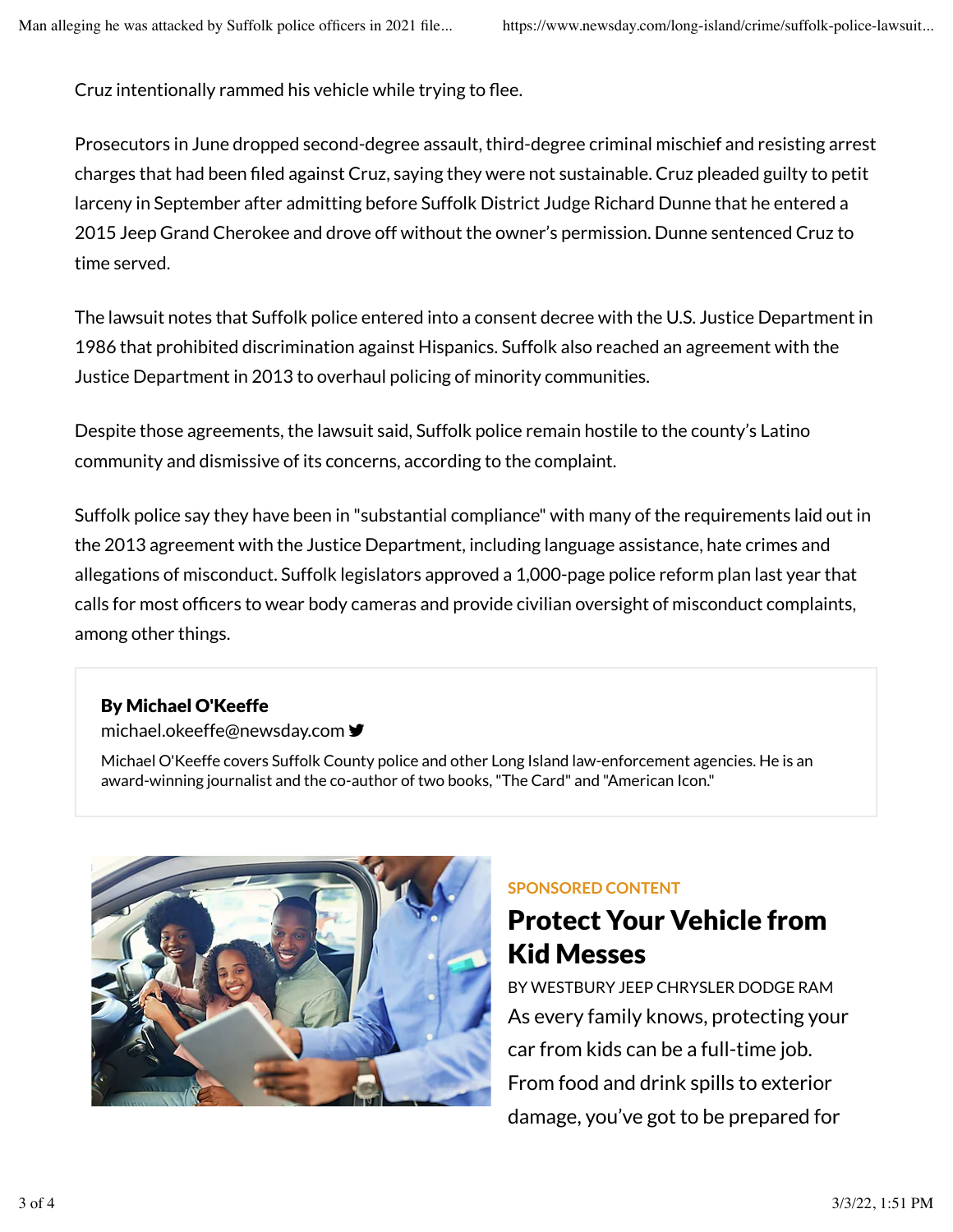Cruz intentionally rammed his vehicle while trying to flee.

Prosecutors in June dropped second-degree assault, third-degree criminal mischief and resisting arrest charges that had been filed against Cruz, saying they were not sustainable. Cruz pleaded guilty to petit larceny in September after admitting before Suffolk District Judge Richard Dunne that he entered a 2015 Jeep Grand Cherokee and drove off without the owner's permission. Dunne sentenced Cruz to time served.

The lawsuit notes that Suffolk police entered into a consent decree with the U.S. Justice Department in 1986 that prohibited discrimination against Hispanics. Suffolk also reached an agreement with the Justice Department in 2013 to overhaul policing of minority communities.

Despite those agreements, the lawsuit said, Suffolk police remain hostile to the county's Latino community and dismissive of its concerns, according to the complaint.

Suffolk police say they have been in "substantial compliance" with many of the requirements laid out in the 2013 agreement with the Justice Department, including language assistance, hate crimes and allegations of misconduct. Suffolk legislators approved a 1,000-page police reform plan last year that calls for most officers to wear body cameras and provide civilian oversight of misconduct complaints, among other things.

**By Michael O'Keeffe**
michael.okeeffe@newsday.com

Michael O'Keeffe covers Suffolk County police and other Long Island law-enforcement agencies. He is an award-winning journalist and the co-author of two books, "The Card" and "American Icon."

SPONSORED CONTENT

## Protect Your Vehicle from Kid Messes

BY WESTBURY JEEP CHRYSLER DODGE RAM

As every family knows, protecting your car from kids can be a full-time job. From food and drink spills to exterior damage, you've got to be prepared for